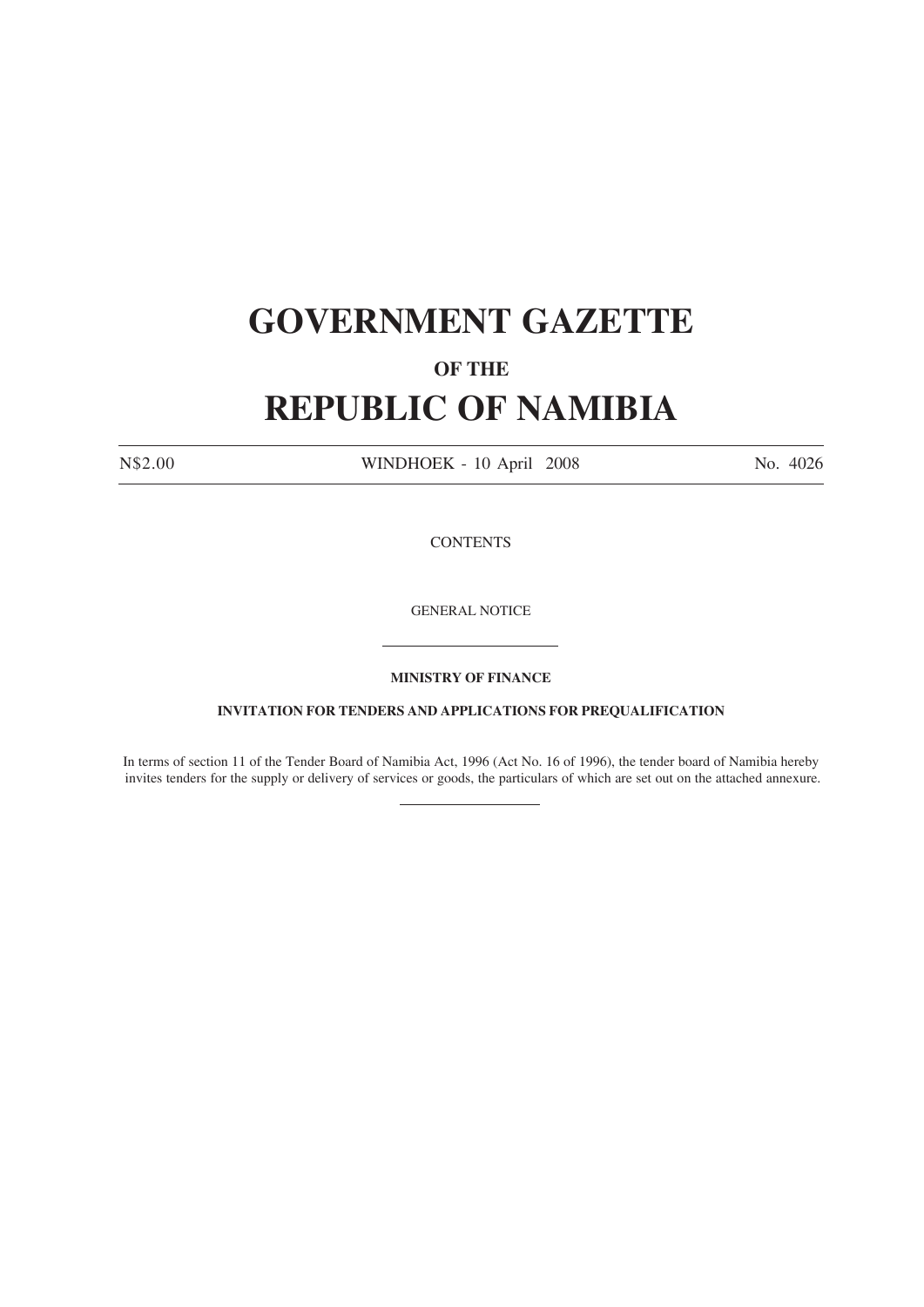# GOVERNMENT GAZETTE

## OF THE

# REPUBLIC OF NAMIBIA

| N$2.00 | WINDHOEK - 10 April 2008 | No. 4026 |
|---|---|---|

CONTENTS

GENERAL NOTICE

---

**MINISTRY OF FINANCE**

**INVITATION FOR TENDERS AND APPLICATIONS FOR PREQUALIFICATION**

In terms of section 11 of the Tender Board of Namibia Act, 1996 (Act No. 16 of 1996), the tender board of Namibia hereby invites tenders for the supply or delivery of services or goods, the particulars of which are set out on the attached annexure.

---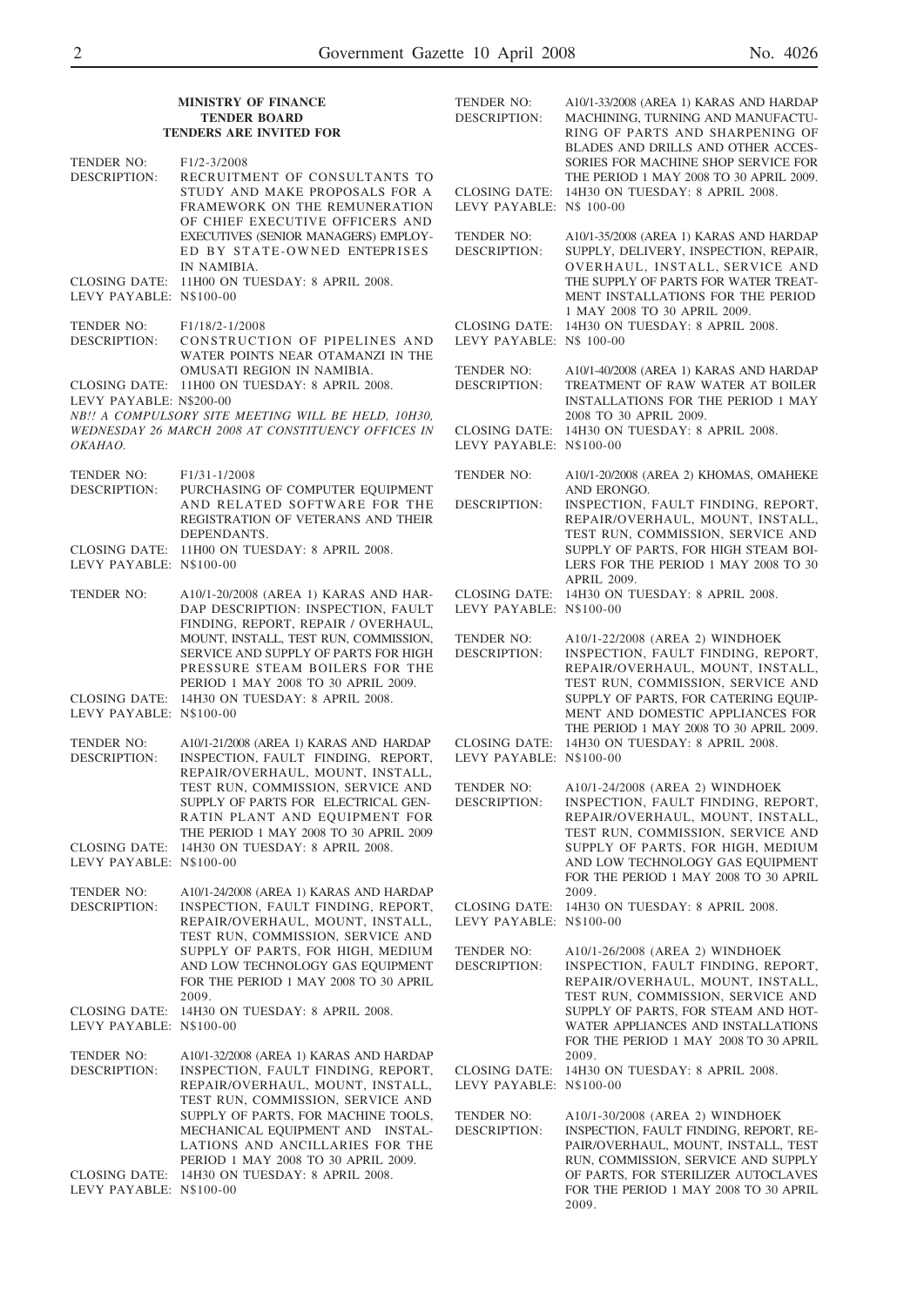**MINISTRY OF FINANCE**
**TENDER BOARD**
**TENDERS ARE INVITED FOR**

TENDER NO: F1/2-3/2008
DESCRIPTION: RECRUITMENT OF CONSULTANTS TO STUDY AND MAKE PROPOSALS FOR A FRAMEWORK ON THE REMUNERATION OF CHIEF EXECUTIVE OFFICERS AND EXECUTIVES (SENIOR MANAGERS) EMPLOYED BY STATE-OWNED ENTEPRISES IN NAMIBIA.
CLOSING DATE: 11H00 ON TUESDAY: 8 APRIL 2008.
LEVY PAYABLE: N$100-00

TENDER NO: F1/18/2-1/2008
DESCRIPTION: CONSTRUCTION OF PIPELINES AND WATER POINTS NEAR OTAMANZI IN THE OMUSATI REGION IN NAMIBIA.
CLOSING DATE: 11H00 ON TUESDAY: 8 APRIL 2008.
LEVY PAYABLE: N$200-00
*NB!! A COMPULSORY SITE MEETING WILL BE HELD, 10H30, WEDNESDAY 26 MARCH 2008 AT CONSTITUENCY OFFICES IN OKAHAO.*

TENDER NO: F1/31-1/2008
DESCRIPTION: PURCHASING OF COMPUTER EQUIPMENT AND RELATED SOFTWARE FOR THE REGISTRATION OF VETERANS AND THEIR DEPENDANTS.
CLOSING DATE: 11H00 ON TUESDAY: 8 APRIL 2008.
LEVY PAYABLE: N$100-00

TENDER NO: A10/1-20/2008 (AREA 1) KARAS AND HARDAP DESCRIPTION: INSPECTION, FAULT FINDING, REPORT, REPAIR / OVERHAUL, MOUNT, INSTALL, TEST RUN, COMMISSION, SERVICE AND SUPPLY OF PARTS FOR HIGH PRESSURE STEAM BOILERS FOR THE PERIOD 1 MAY 2008 TO 30 APRIL 2009.
CLOSING DATE: 14H30 ON TUESDAY: 8 APRIL 2008.
LEVY PAYABLE: N$100-00

TENDER NO: A10/1-21/2008 (AREA 1) KARAS AND HARDAP
DESCRIPTION: INSPECTION, FAULT FINDING, REPORT, REPAIR/OVERHAUL, MOUNT, INSTALL, TEST RUN, COMMISSION, SERVICE AND SUPPLY OF PARTS FOR ELECTRICAL GENRATIN PLANT AND EQUIPMENT FOR THE PERIOD 1 MAY 2008 TO 30 APRIL 2009
CLOSING DATE: 14H30 ON TUESDAY: 8 APRIL 2008.
LEVY PAYABLE: N$100-00

TENDER NO: A10/1-24/2008 (AREA 1) KARAS AND HARDAP
DESCRIPTION: INSPECTION, FAULT FINDING, REPORT, REPAIR/OVERHAUL, MOUNT, INSTALL, TEST RUN, COMMISSION, SERVICE AND SUPPLY OF PARTS, FOR HIGH, MEDIUM AND LOW TECHNOLOGY GAS EQUIPMENT FOR THE PERIOD 1 MAY 2008 TO 30 APRIL 2009.
CLOSING DATE: 14H30 ON TUESDAY: 8 APRIL 2008.
LEVY PAYABLE: N$100-00

TENDER NO: A10/1-32/2008 (AREA 1) KARAS AND HARDAP
DESCRIPTION: INSPECTION, FAULT FINDING, REPORT, REPAIR/OVERHAUL, MOUNT, INSTALL, TEST RUN, COMMISSION, SERVICE AND SUPPLY OF PARTS, FOR MACHINE TOOLS, MECHANICAL EQUIPMENT AND INSTALLATIONS AND ANCILLARIES FOR THE PERIOD 1 MAY 2008 TO 30 APRIL 2009.
CLOSING DATE: 14H30 ON TUESDAY: 8 APRIL 2008.
LEVY PAYABLE: N$100-00

TENDER NO: A10/1-33/2008 (AREA 1) KARAS AND HARDAP
DESCRIPTION: MACHINING, TURNING AND MANUFACTURING OF PARTS AND SHARPENING OF BLADES AND DRILLS AND OTHER ACCESSORIES FOR MACHINE SHOP SERVICE FOR THE PERIOD 1 MAY 2008 TO 30 APRIL 2009.
CLOSING DATE: 14H30 ON TUESDAY: 8 APRIL 2008.
LEVY PAYABLE: N$ 100-00

TENDER NO: A10/1-35/2008 (AREA 1) KARAS AND HARDAP
DESCRIPTION: SUPPLY, DELIVERY, INSPECTION, REPAIR, OVERHAUL, INSTALL, SERVICE AND THE SUPPLY OF PARTS FOR WATER TREATMENT INSTALLATIONS FOR THE PERIOD 1 MAY 2008 TO 30 APRIL 2009.
CLOSING DATE: 14H30 ON TUESDAY: 8 APRIL 2008.
LEVY PAYABLE: N$ 100-00

TENDER NO: A10/1-40/2008 (AREA 1) KARAS AND HARDAP
DESCRIPTION: TREATMENT OF RAW WATER AT BOILER INSTALLATIONS FOR THE PERIOD 1 MAY 2008 TO 30 APRIL 2009.
CLOSING DATE: 14H30 ON TUESDAY: 8 APRIL 2008.
LEVY PAYABLE: N$100-00

TENDER NO: A10/1-20/2008 (AREA 2) KHOMAS, OMAHEKE AND ERONGO.
DESCRIPTION: INSPECTION, FAULT FINDING, REPORT, REPAIR/OVERHAUL, MOUNT, INSTALL, TEST RUN, COMMISSION, SERVICE AND SUPPLY OF PARTS, FOR HIGH STEAM BOILERS FOR THE PERIOD 1 MAY 2008 TO 30 APRIL 2009.
CLOSING DATE: 14H30 ON TUESDAY: 8 APRIL 2008.
LEVY PAYABLE: N$100-00

TENDER NO: A10/1-22/2008 (AREA 2) WINDHOEK
DESCRIPTION: INSPECTION, FAULT FINDING, REPORT, REPAIR/OVERHAUL, MOUNT, INSTALL, TEST RUN, COMMISSION, SERVICE AND SUPPLY OF PARTS, FOR CATERING EQUIPMENT AND DOMESTIC APPLIANCES FOR THE PERIOD 1 MAY 2008 TO 30 APRIL 2009.
CLOSING DATE: 14H30 ON TUESDAY: 8 APRIL 2008.
LEVY PAYABLE: N$100-00

TENDER NO: A10/1-24/2008 (AREA 2) WINDHOEK
DESCRIPTION: INSPECTION, FAULT FINDING, REPORT, REPAIR/OVERHAUL, MOUNT, INSTALL, TEST RUN, COMMISSION, SERVICE AND SUPPLY OF PARTS, FOR HIGH, MEDIUM AND LOW TECHNOLOGY GAS EQUIPMENT FOR THE PERIOD 1 MAY 2008 TO 30 APRIL 2009.
CLOSING DATE: 14H30 ON TUESDAY: 8 APRIL 2008.
LEVY PAYABLE: N$100-00

TENDER NO: A10/1-26/2008 (AREA 2) WINDHOEK
DESCRIPTION: INSPECTION, FAULT FINDING, REPORT, REPAIR/OVERHAUL, MOUNT, INSTALL, TEST RUN, COMMISSION, SERVICE AND SUPPLY OF PARTS, FOR STEAM AND HOTWATER APPLIANCES AND INSTALLATIONS FOR THE PERIOD 1 MAY 2008 TO 30 APRIL 2009.
CLOSING DATE: 14H30 ON TUESDAY: 8 APRIL 2008.
LEVY PAYABLE: N$100-00

TENDER NO: A10/1-30/2008 (AREA 2) WINDHOEK
DESCRIPTION: INSPECTION, FAULT FINDING, REPORT, REPAIR/OVERHAUL, MOUNT, INSTALL, TEST RUN, COMMISSION, SERVICE AND SUPPLY OF PARTS, FOR STERILIZER AUTOCLAVES FOR THE PERIOD 1 MAY 2008 TO 30 APRIL 2009.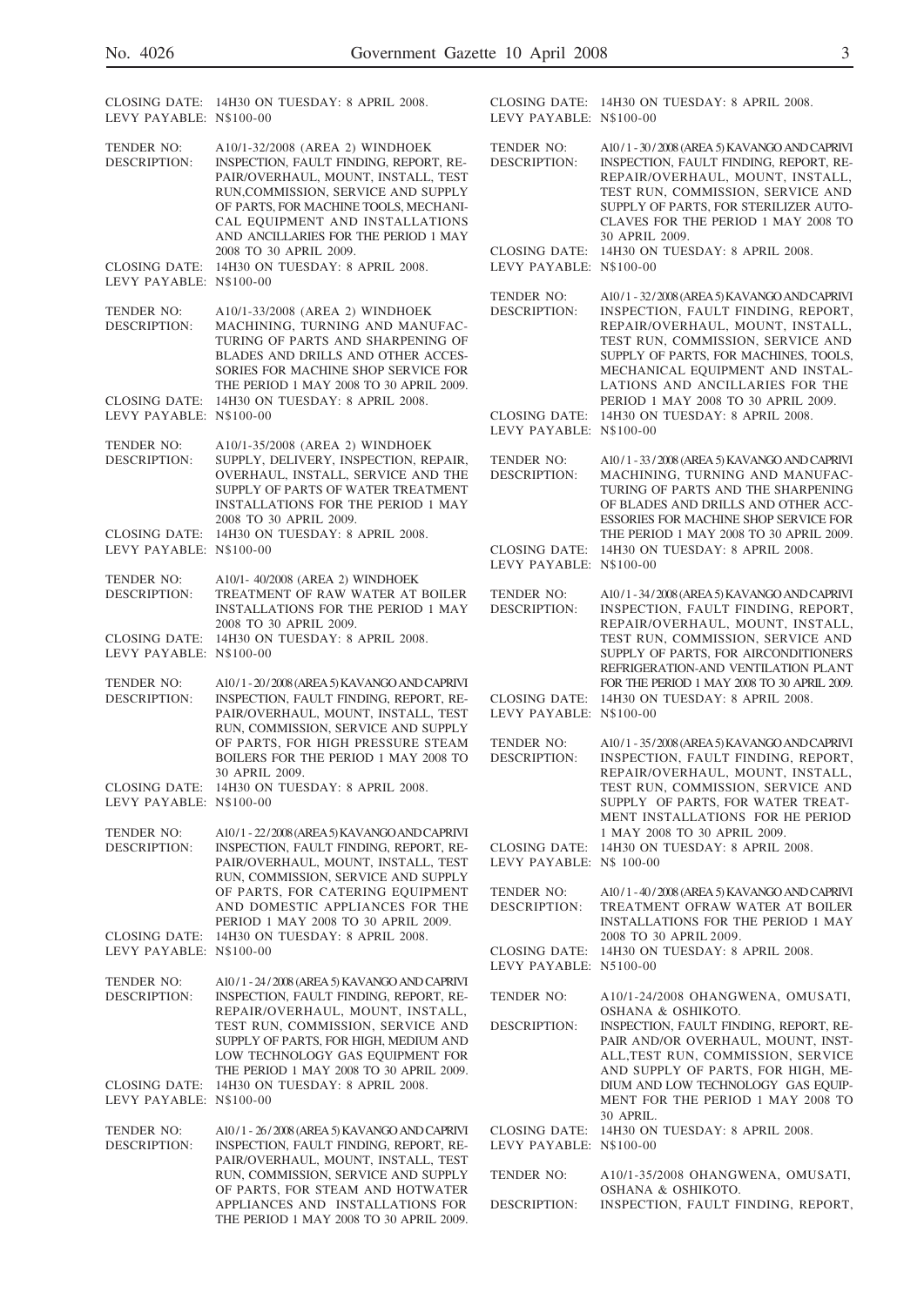CLOSING DATE: 14H30 ON TUESDAY: 8 APRIL 2008.
LEVY PAYABLE: N$100-00

TENDER NO: A10/1-32/2008 (AREA 2) WINDHOEK
DESCRIPTION: INSPECTION, FAULT FINDING, REPORT, REPAIR/OVERHAUL, MOUNT, INSTALL, TEST RUN,COMMISSION, SERVICE AND SUPPLY OF PARTS, FOR MACHINE TOOLS, MECHANICAL EQUIPMENT AND INSTALLATIONS AND ANCILLARIES FOR THE PERIOD 1 MAY 2008 TO 30 APRIL 2009.
CLOSING DATE: 14H30 ON TUESDAY: 8 APRIL 2008.
LEVY PAYABLE: N$100-00

TENDER NO: A10/1-33/2008 (AREA 2) WINDHOEK
DESCRIPTION: MACHINING, TURNING AND MANUFACTURING OF PARTS AND SHARPENING OF BLADES AND DRILLS AND OTHER ACCESSORIES FOR MACHINE SHOP SERVICE FOR THE PERIOD 1 MAY 2008 TO 30 APRIL 2009.
CLOSING DATE: 14H30 ON TUESDAY: 8 APRIL 2008.
LEVY PAYABLE: N$100-00

TENDER NO: A10/1-35/2008 (AREA 2) WINDHOEK
DESCRIPTION: SUPPLY, DELIVERY, INSPECTION, REPAIR, OVERHAUL, INSTALL, SERVICE AND THE SUPPLY OF PARTS OF WATER TREATMENT INSTALLATIONS FOR THE PERIOD 1 MAY 2008 TO 30 APRIL 2009.
CLOSING DATE: 14H30 ON TUESDAY: 8 APRIL 2008.
LEVY PAYABLE: N$100-00

TENDER NO: A10/1- 40/2008 (AREA 2) WINDHOEK
DESCRIPTION: TREATMENT OF RAW WATER AT BOILER INSTALLATIONS FOR THE PERIOD 1 MAY 2008 TO 30 APRIL 2009.
CLOSING DATE: 14H30 ON TUESDAY: 8 APRIL 2008.
LEVY PAYABLE: N$100-00

TENDER NO: A10/1-20/2008 (AREA 5) KAVANGO AND CAPRIVI
DESCRIPTION: INSPECTION, FAULT FINDING, REPORT, REPAIR/OVERHAUL, MOUNT, INSTALL, TEST RUN, COMMISSION, SERVICE AND SUPPLY OF PARTS, FOR HIGH PRESSURE STEAM BOILERS FOR THE PERIOD 1 MAY 2008 TO 30 APRIL 2009.
CLOSING DATE: 14H30 ON TUESDAY: 8 APRIL 2008.
LEVY PAYABLE: N$100-00

TENDER NO: A10/1-22/2008 (AREA 5) KAVANGO AND CAPRIVI
DESCRIPTION: INSPECTION, FAULT FINDING, REPORT, REPAIR/OVERHAUL, MOUNT, INSTALL, TEST RUN, COMMISSION, SERVICE AND SUPPLY OF PARTS, FOR CATERING EQUIPMENT AND DOMESTIC APPLIANCES FOR THE PERIOD 1 MAY 2008 TO 30 APRIL 2009.
CLOSING DATE: 14H30 ON TUESDAY: 8 APRIL 2008.
LEVY PAYABLE: N$100-00

TENDER NO: A10/1-24/2008 (AREA 5) KAVANGO AND CAPRIVI
DESCRIPTION: INSPECTION, FAULT FINDING, REPORT, REPAIR/OVERHAUL, MOUNT, INSTALL, TEST RUN, COMMISSION, SERVICE AND SUPPLY OF PARTS, FOR HIGH, MEDIUM AND LOW TECHNOLOGY GAS EQUIPMENT FOR THE PERIOD 1 MAY 2008 TO 30 APRIL 2009.
CLOSING DATE: 14H30 ON TUESDAY: 8 APRIL 2008.
LEVY PAYABLE: N$100-00

TENDER NO: A10/1-26/2008 (AREA 5) KAVANGO AND CAPRIVI
DESCRIPTION: INSPECTION, FAULT FINDING, REPORT, REPAIR/OVERHAUL, MOUNT, INSTALL, TEST RUN, COMMISSION, SERVICE AND SUPPLY OF PARTS, FOR STEAM AND HOTWATER APPLIANCES AND INSTALLATIONS FOR THE PERIOD 1 MAY 2008 TO 30 APRIL 2009.
CLOSING DATE: 14H30 ON TUESDAY: 8 APRIL 2008.
LEVY PAYABLE: N$100-00

TENDER NO: A10/1-30/2008 (AREA 5) KAVANGO AND CAPRIVI
DESCRIPTION: INSPECTION, FAULT FINDING, REPORT, REPAIR/OVERHAUL, MOUNT, INSTALL, TEST RUN, COMMISSION, SERVICE AND SUPPLY OF PARTS, FOR STERILIZER AUTOCLAVES FOR THE PERIOD 1 MAY 2008 TO 30 APRIL 2009.
CLOSING DATE: 14H30 ON TUESDAY: 8 APRIL 2008.
LEVY PAYABLE: N$100-00

TENDER NO: A10/1-32/2008 (AREA 5) KAVANGO AND CAPRIVI
DESCRIPTION: INSPECTION, FAULT FINDING, REPORT, REPAIR/OVERHAUL, MOUNT, INSTALL, TEST RUN, COMMISSION, SERVICE AND SUPPLY OF PARTS, FOR MACHINES, TOOLS, MECHANICAL EQUIPMENT AND INSTALLATIONS AND ANCILLARIES FOR THE PERIOD 1 MAY 2008 TO 30 APRIL 2009.
CLOSING DATE: 14H30 ON TUESDAY: 8 APRIL 2008.
LEVY PAYABLE: N$100-00

TENDER NO: A10/1-33/2008 (AREA 5) KAVANGO AND CAPRIVI
DESCRIPTION: MACHINING, TURNING AND MANUFACTURING OF PARTS AND THE SHARPENING OF BLADES AND DRILLS AND OTHER ACCESSORIES FOR MACHINE SHOP SERVICE FOR THE PERIOD 1 MAY 2008 TO 30 APRIL 2009.
CLOSING DATE: 14H30 ON TUESDAY: 8 APRIL 2008.
LEVY PAYABLE: N$100-00

TENDER NO: A10/1-34/2008 (AREA 5) KAVANGO AND CAPRIVI
DESCRIPTION: INSPECTION, FAULT FINDING, REPORT, REPAIR/OVERHAUL, MOUNT, INSTALL, TEST RUN, COMMISSION, SERVICE AND SUPPLY OF PARTS, FOR AIRCONDITIONERS REFRIGERATION-AND VENTILATION PLANT FOR THE PERIOD 1 MAY 2008 TO 30 APRIL 2009.
CLOSING DATE: 14H30 ON TUESDAY: 8 APRIL 2008.
LEVY PAYABLE: N$100-00

TENDER NO: A10/1-35/2008 (AREA 5) KAVANGO AND CAPRIVI
DESCRIPTION: INSPECTION, FAULT FINDING, REPORT, REPAIR/OVERHAUL, MOUNT, INSTALL, TEST RUN, COMMISSION, SERVICE AND SUPPLY OF PARTS, FOR WATER TREATMENT INSTALLATIONS FOR HE PERIOD 1 MAY 2008 TO 30 APRIL 2009.
CLOSING DATE: 14H30 ON TUESDAY: 8 APRIL 2008.
LEVY PAYABLE: N$ 100-00

TENDER NO: A10/1-40/2008 (AREA 5) KAVANGO AND CAPRIVI
DESCRIPTION: TREATMENT OFRAW WATER AT BOILER INSTALLATIONS FOR THE PERIOD 1 MAY 2008 TO 30 APRIL 2009.
CLOSING DATE: 14H30 ON TUESDAY: 8 APRIL 2008.
LEVY PAYABLE: N5100-00

TENDER NO: A10/1-24/2008 OHANGWENA, OMUSATI, OSHANA & OSHIKOTO.
DESCRIPTION: INSPECTION, FAULT FINDING, REPORT, REPAIR AND/OR OVERHAUL, MOUNT, INSTALL,TEST RUN, COMMISSION, SERVICE AND SUPPLY OF PARTS, FOR HIGH, MEDIUM AND LOW TECHNOLOGY GAS EQUIPMENT FOR THE PERIOD 1 MAY 2008 TO 30 APRIL.
CLOSING DATE: 14H30 ON TUESDAY: 8 APRIL 2008.
LEVY PAYABLE: N$100-00

TENDER NO: A10/1-35/2008 OHANGWENA, OMUSATI, OSHANA & OSHIKOTO.
DESCRIPTION: INSPECTION, FAULT FINDING, REPORT,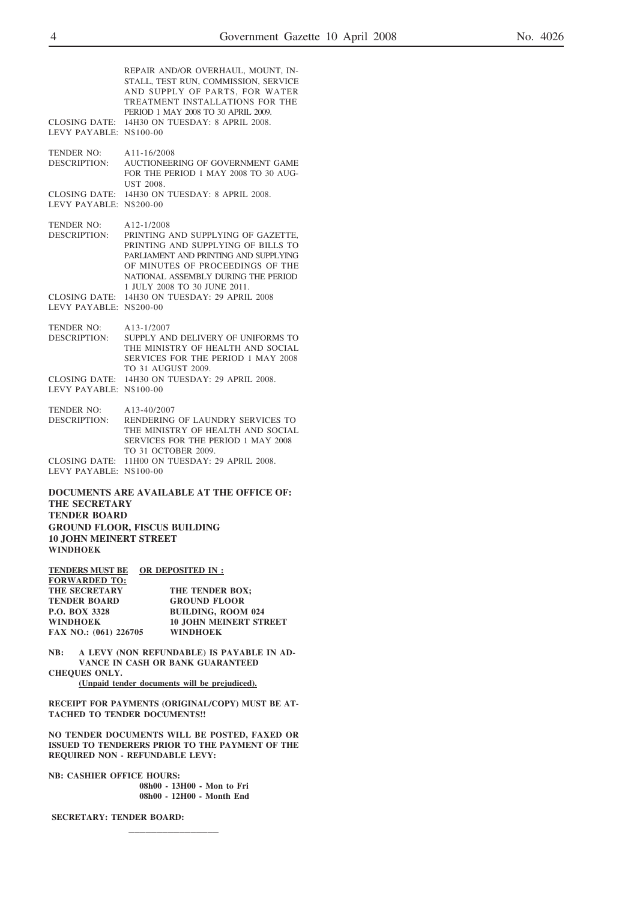| | |
|---|---|
| | REPAIR AND/OR OVERHAUL, MOUNT, INSTALL, TEST RUN, COMMISSION, SERVICE AND SUPPLY OF PARTS, FOR WATER TREATMENT INSTALLATIONS FOR THE PERIOD 1 MAY 2008 TO 30 APRIL 2009. |
| CLOSING DATE: | 14H30 ON TUESDAY: 8 APRIL 2008. |
| LEVY PAYABLE: | N$100-00 |

| | |
|---|---|
| TENDER NO: | A11-16/2008 |
| DESCRIPTION: | AUCTIONEERING OF GOVERNMENT GAME FOR THE PERIOD 1 MAY 2008 TO 30 AUGUST 2008. |
| CLOSING DATE: | 14H30 ON TUESDAY: 8 APRIL 2008. |
| LEVY PAYABLE: | N$200-00 |

| | |
|---|---|
| TENDER NO: | A12-1/2008 |
| DESCRIPTION: | PRINTING AND SUPPLYING OF GAZETTE, PRINTING AND SUPPLYING OF BILLS TO PARLIAMENT AND PRINTING AND SUPPLYING OF MINUTES OF PROCEEDINGS OF THE NATIONAL ASSEMBLY DURING THE PERIOD 1 JULY 2008 TO 30 JUNE 2011. |
| CLOSING DATE: | 14H30 ON TUESDAY: 29 APRIL 2008 |
| LEVY PAYABLE: | N$200-00 |

| | |
|---|---|
| TENDER NO: | A13-1/2007 |
| DESCRIPTION: | SUPPLY AND DELIVERY OF UNIFORMS TO THE MINISTRY OF HEALTH AND SOCIAL SERVICES FOR THE PERIOD 1 MAY 2008 TO 31 AUGUST 2009. |
| CLOSING DATE: | 14H30 ON TUESDAY: 29 APRIL 2008. |
| LEVY PAYABLE: | N$100-00 |

| | |
|---|---|
| TENDER NO: | A13-40/2007 |
| DESCRIPTION: | RENDERING OF LAUNDRY SERVICES TO THE MINISTRY OF HEALTH AND SOCIAL SERVICES FOR THE PERIOD 1 MAY 2008 TO 31 OCTOBER 2009. |
| CLOSING DATE: | 11H00 ON TUESDAY: 29 APRIL 2008. |
| LEVY PAYABLE: | N$100-00 |

**DOCUMENTS ARE AVAILABLE AT THE OFFICE OF:**
**THE SECRETARY**
**TENDER BOARD**
**GROUND FLOOR, FISCUS BUILDING**
**10 JOHN MEINERT STREET**
**WINDHOEK**

| **TENDERS MUST BE FORWARDED TO:** | **OR DEPOSITED IN :** |
|---|---|
| **THE SECRETARY** | **THE TENDER BOX;** |
| **TENDER BOARD** | **GROUND FLOOR** |
| **P.O. BOX 3328** | **BUILDING, ROOM 024** |
| **WINDHOEK** | **10 JOHN MEINERT STREET** |
| **FAX NO.: (061) 226705** | **WINDHOEK** |

**NB: A LEVY (NON REFUNDABLE) IS PAYABLE IN ADVANCE IN CASH OR BANK GUARANTEED CHEQUES ONLY.**
**(Unpaid tender documents will be prejudiced).**

**RECEIPT FOR PAYMENTS (ORIGINAL/COPY) MUST BE ATTACHED TO TENDER DOCUMENTS!!**

**NO TENDER DOCUMENTS WILL BE POSTED, FAXED OR ISSUED TO TENDERERS PRIOR TO THE PAYMENT OF THE REQUIRED NON - REFUNDABLE LEVY:**

**NB: CASHIER OFFICE HOURS:**
**08h00 - 13H00 - Mon to Fri**
**08h00 - 12H00 - Month End**

**SECRETARY: TENDER BOARD:**